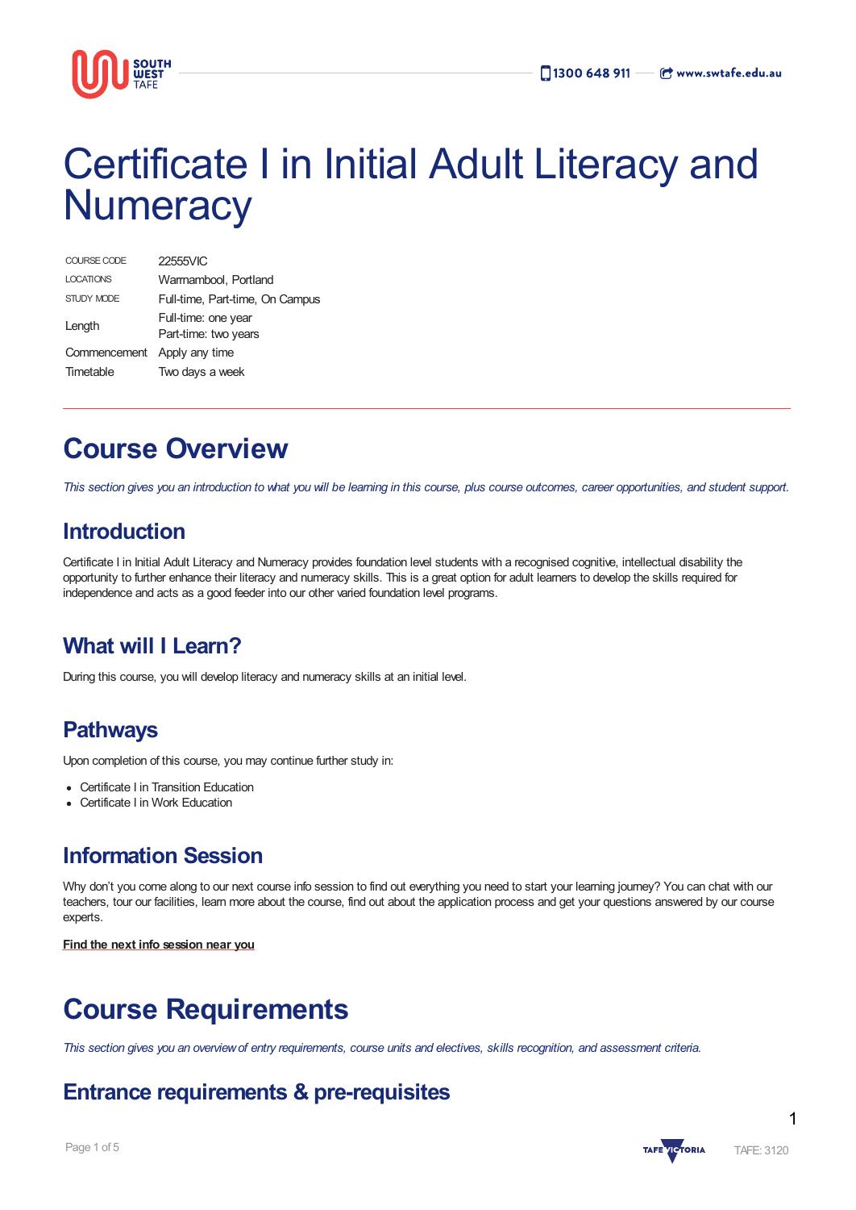# Certificate I in Initial Adult Literacy and Numeracy

| | |
|---|---|
| COURSE CODE | 22555VIC |
| LOCATIONS | Warrnambool, Portland |
| STUDY MODE | Full-time, Part-time, On Campus |
| Length | Full-time: one year<br>Part-time: two years |
| Commencement | Apply any time |
| Timetable | Two days a week |

## Course Overview

*This section gives you an introduction to what you will be learning in this course, plus course outcomes, career opportunities, and student support.*

### Introduction

Certificate I in Initial Adult Literacy and Numeracy provides foundation level students with a recognised cognitive, intellectual disability the opportunity to further enhance their literacy and numeracy skills. This is a great option for adult learners to develop the skills required for independence and acts as a good feeder into our other varied foundation level programs.

### What will I Learn?

During this course, you will develop literacy and numeracy skills at an initial level.

### Pathways

Upon completion of this course, you may continue further study in:

- Certificate I in Transition Education
- Certificate I in Work Education

### Information Session

Why don't you come along to our next course info session to find out everything you need to start your learning journey? You can chat with our teachers, tour our facilities, learn more about the course, find out about the application process and get your questions answered by our course experts.

**Find the next info session near you**

## Course Requirements

*This section gives you an overview of entry requirements, course units and electives, skills recognition, and assessment criteria.*

### Entrance requirements & pre-requisites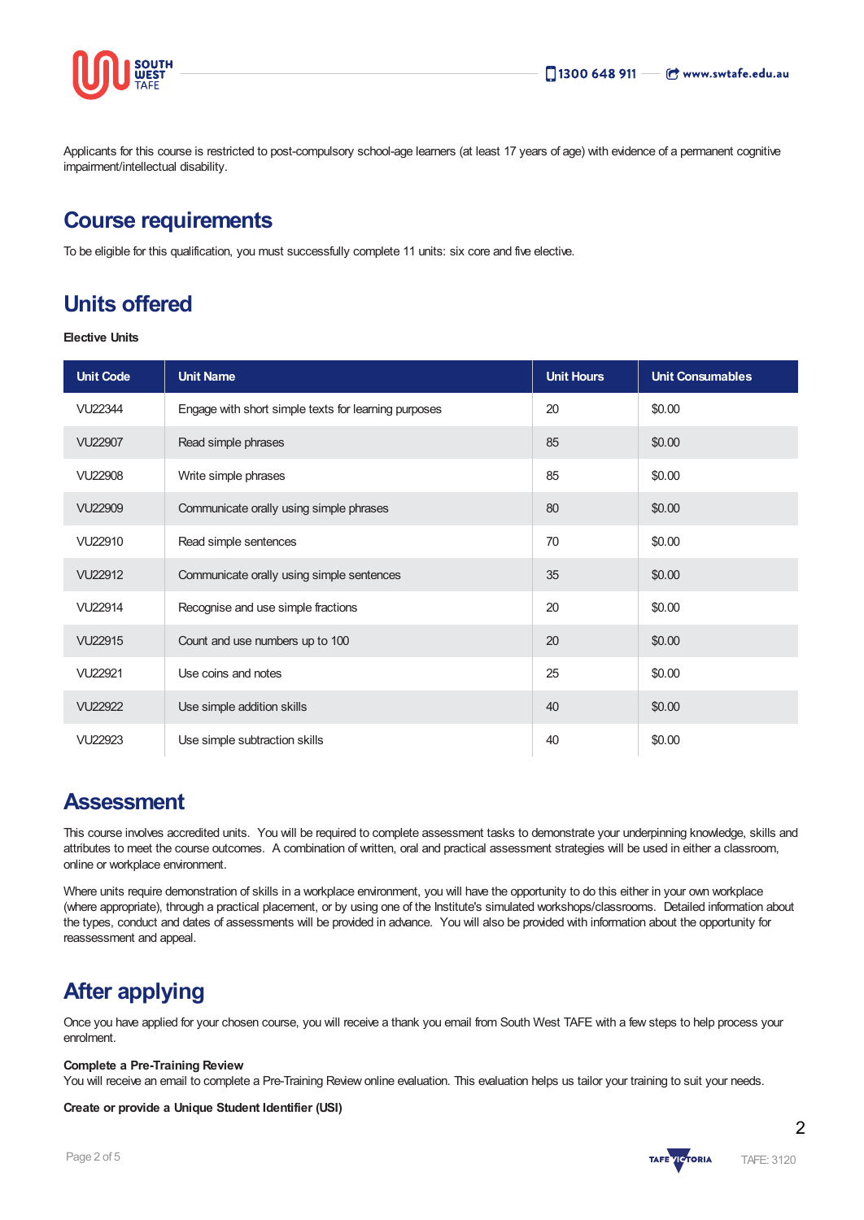Applicants for this course is restricted to post-compulsory school-age learners (at least 17 years of age) with evidence of a permanent cognitive impairment/intellectual disability.

## Course requirements

To be eligible for this qualification, you must successfully complete 11 units: six core and five elective.

## Units offered

**Elective Units**

| Unit Code | Unit Name | Unit Hours | Unit Consumables |
|---|---|---|---|
| VU22344 | Engage with short simple texts for learning purposes | 20 | $0.00 |
| VU22907 | Read simple phrases | 85 | $0.00 |
| VU22908 | Write simple phrases | 85 | $0.00 |
| VU22909 | Communicate orally using simple phrases | 80 | $0.00 |
| VU22910 | Read simple sentences | 70 | $0.00 |
| VU22912 | Communicate orally using simple sentences | 35 | $0.00 |
| VU22914 | Recognise and use simple fractions | 20 | $0.00 |
| VU22915 | Count and use numbers up to 100 | 20 | $0.00 |
| VU22921 | Use coins and notes | 25 | $0.00 |
| VU22922 | Use simple addition skills | 40 | $0.00 |
| VU22923 | Use simple subtraction skills | 40 | $0.00 |

## Assessment

This course involves accredited units. You will be required to complete assessment tasks to demonstrate your underpinning knowledge, skills and attributes to meet the course outcomes. A combination of written, oral and practical assessment strategies will be used in either a classroom, online or workplace environment.

Where units require demonstration of skills in a workplace environment, you will have the opportunity to do this either in your own workplace (where appropriate), through a practical placement, or by using one of the Institute's simulated workshops/classrooms. Detailed information about the types, conduct and dates of assessments will be provided in advance. You will also be provided with information about the opportunity for reassessment and appeal.

## After applying

Once you have applied for your chosen course, you will receive a thank you email from South West TAFE with a few steps to help process your enrolment.

**Complete a Pre-Training Review**
You will receive an email to complete a Pre-Training Review online evaluation. This evaluation helps us tailor your training to suit your needs.

**Create or provide a Unique Student Identifier (USI)**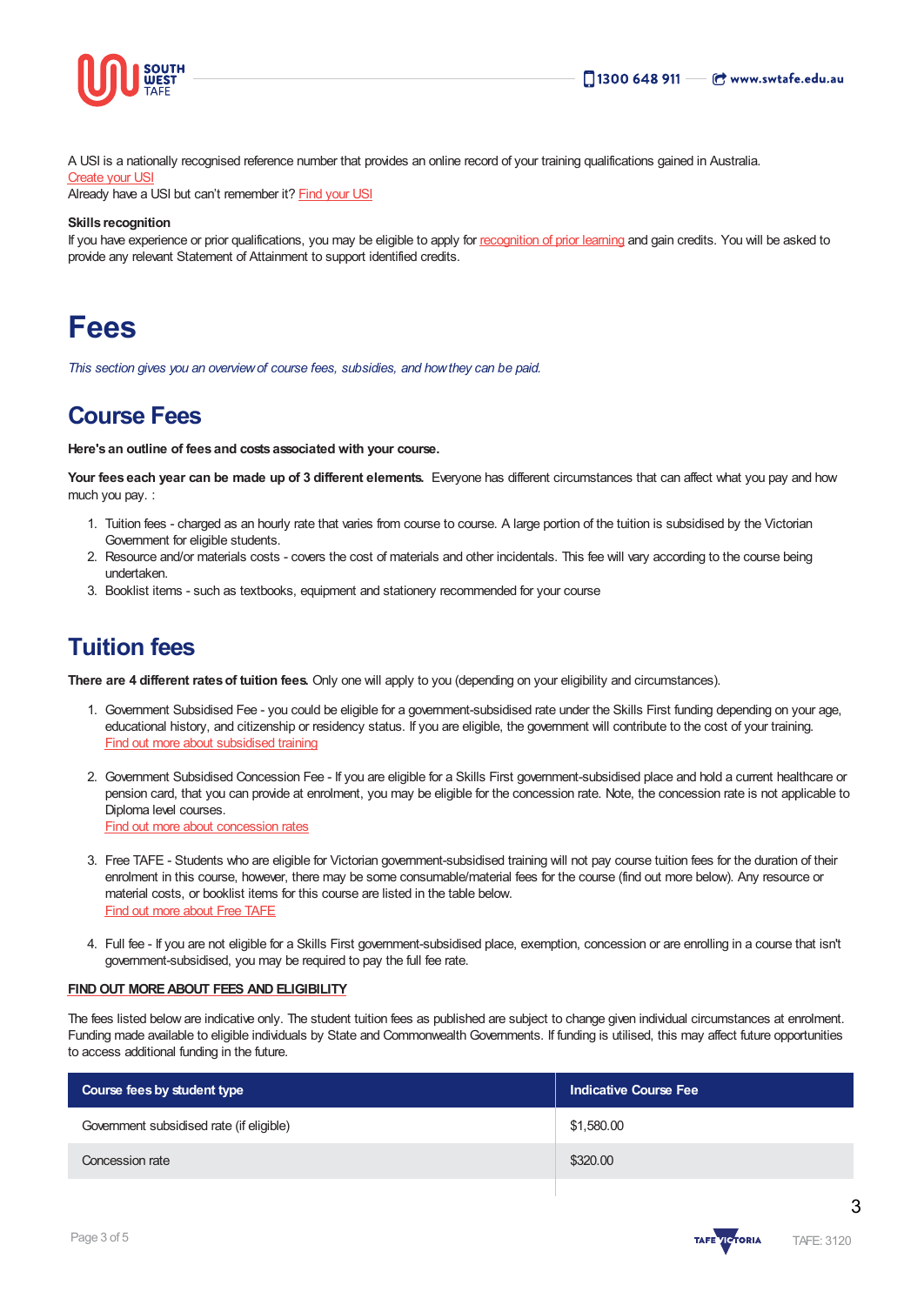A USI is a nationally recognised reference number that provides an online record of your training qualifications gained in Australia.
Create your USI
Already have a USI but can't remember it? Find your USI

**Skills recognition**
If you have experience or prior qualifications, you may be eligible to apply for recognition of prior learning and gain credits. You will be asked to provide any relevant Statement of Attainment to support identified credits.

# Fees

*This section gives you an overview of course fees, subsidies, and how they can be paid.*

## Course Fees

**Here's an outline of fees and costs associated with your course.**

**Your fees each year can be made up of 3 different elements.** Everyone has different circumstances that can affect what you pay and how much you pay. :

1. Tuition fees - charged as an hourly rate that varies from course to course. A large portion of the tuition is subsidised by the Victorian Government for eligible students.
2. Resource and/or materials costs - covers the cost of materials and other incidentals. This fee will vary according to the course being undertaken.
3. Booklist items - such as textbooks, equipment and stationery recommended for your course

## Tuition fees

**There are 4 different rates of tuition fees.** Only one will apply to you (depending on your eligibility and circumstances).

1. Government Subsidised Fee - you could be eligible for a government-subsidised rate under the Skills First funding depending on your age, educational history, and citizenship or residency status. If you are eligible, the government will contribute to the cost of your training.
   Find out more about subsidised training

2. Government Subsidised Concession Fee - If you are eligible for a Skills First government-subsidised place and hold a current healthcare or pension card, that you can provide at enrolment, you may be eligible for the concession rate. Note, the concession rate is not applicable to Diploma level courses.
   Find out more about concession rates

3. Free TAFE - Students who are eligible for Victorian government-subsidised training will not pay course tuition fees for the duration of their enrolment in this course, however, there may be some consumable/material fees for the course (find out more below). Any resource or material costs, or booklist items for this course are listed in the table below.
   Find out more about Free TAFE

4. Full fee - If you are not eligible for a Skills First government-subsidised place, exemption, concession or are enrolling in a course that isn't government-subsidised, you may be required to pay the full fee rate.

**FIND OUT MORE ABOUT FEES AND ELIGIBILITY**

The fees listed below are indicative only. The student tuition fees as published are subject to change given individual circumstances at enrolment. Funding made available to eligible individuals by State and Commonwealth Governments. If funding is utilised, this may affect future opportunities to access additional funding in the future.

| Course fees by student type | Indicative Course Fee |
|---|---|
| Government subsidised rate (if eligible) | $1,580.00 |
| Concession rate | $320.00 |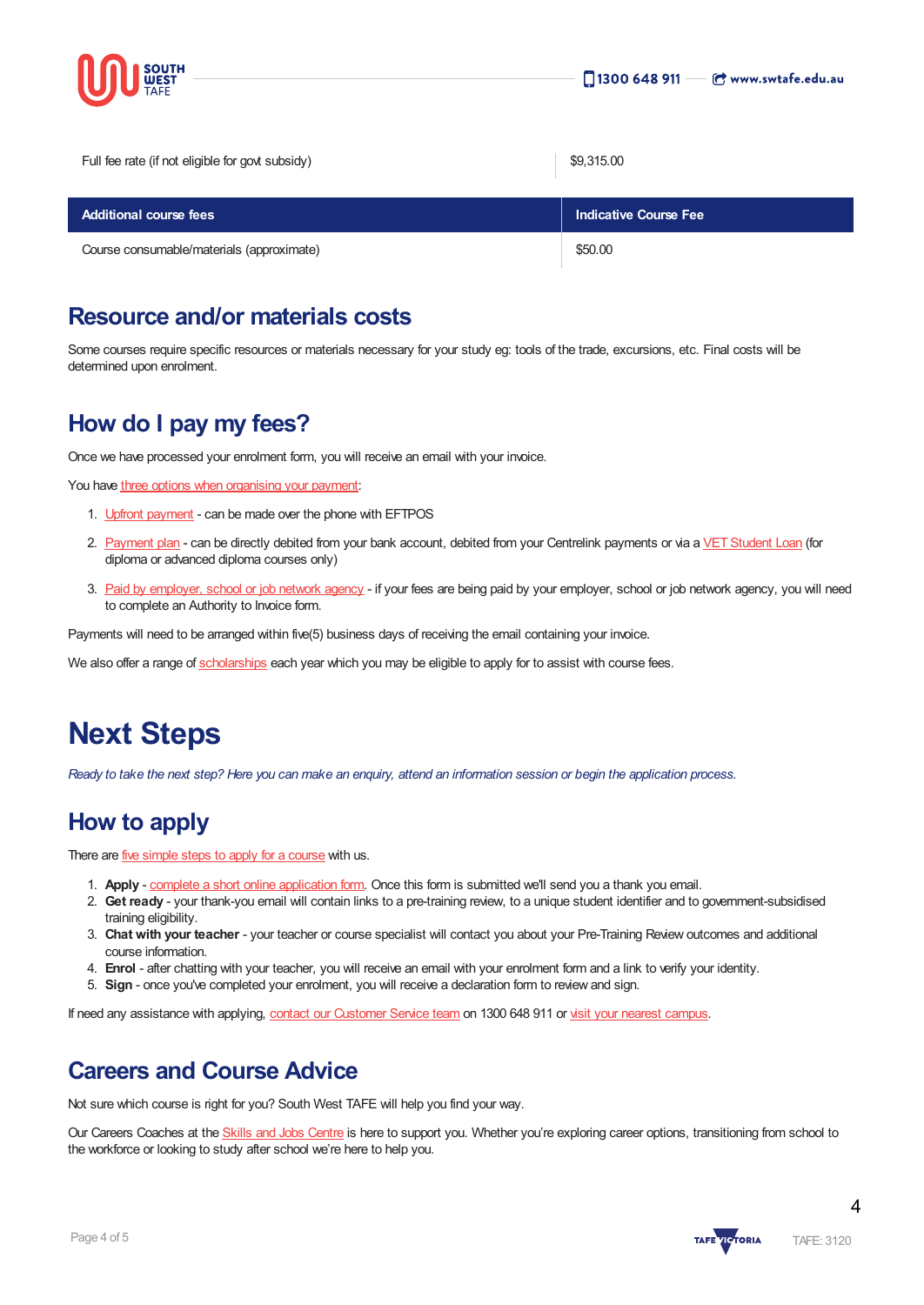| Full fee rate (if not eligible for govt subsidy) | $9,315.00 |
|---|---|

| Additional course fees | Indicative Course Fee |
|---|---|
| Course consumable/materials (approximate) | $50.00 |

## Resource and/or materials costs

Some courses require specific resources or materials necessary for your study eg: tools of the trade, excursions, etc. Final costs will be determined upon enrolment.

## How do I pay my fees?

Once we have processed your enrolment form, you will receive an email with your invoice.

You have three options when organising your payment:

1. Upfront payment - can be made over the phone with EFTPOS
2. Payment plan - can be directly debited from your bank account, debited from your Centrelink payments or via a VET Student Loan (for diploma or advanced diploma courses only)
3. Paid by employer, school or job network agency - if your fees are being paid by your employer, school or job network agency, you will need to complete an Authority to Invoice form.

Payments will need to be arranged within five(5) business days of receiving the email containing your invoice.

We also offer a range of scholarships each year which you may be eligible to apply for to assist with course fees.

# Next Steps

*Ready to take the next step? Here you can make an enquiry, attend an information session or begin the application process.*

## How to apply

There are five simple steps to apply for a course with us.

1. **Apply** - complete a short online application form. Once this form is submitted we'll send you a thank you email.
2. **Get ready** - your thank-you email will contain links to a pre-training review, to a unique student identifier and to government-subsidised training eligibility.
3. **Chat with your teacher** - your teacher or course specialist will contact you about your Pre-Training Review outcomes and additional course information.
4. **Enrol** - after chatting with your teacher, you will receive an email with your enrolment form and a link to verify your identity.
5. **Sign** - once you've completed your enrolment, you will receive a declaration form to review and sign.

If need any assistance with applying, contact our Customer Service team on 1300 648 911 or visit your nearest campus.

## Careers and Course Advice

Not sure which course is right for you? South West TAFE will help you find your way.

Our Careers Coaches at the Skills and Jobs Centre is here to support you. Whether you're exploring career options, transitioning from school to the workforce or looking to study after school we're here to help you.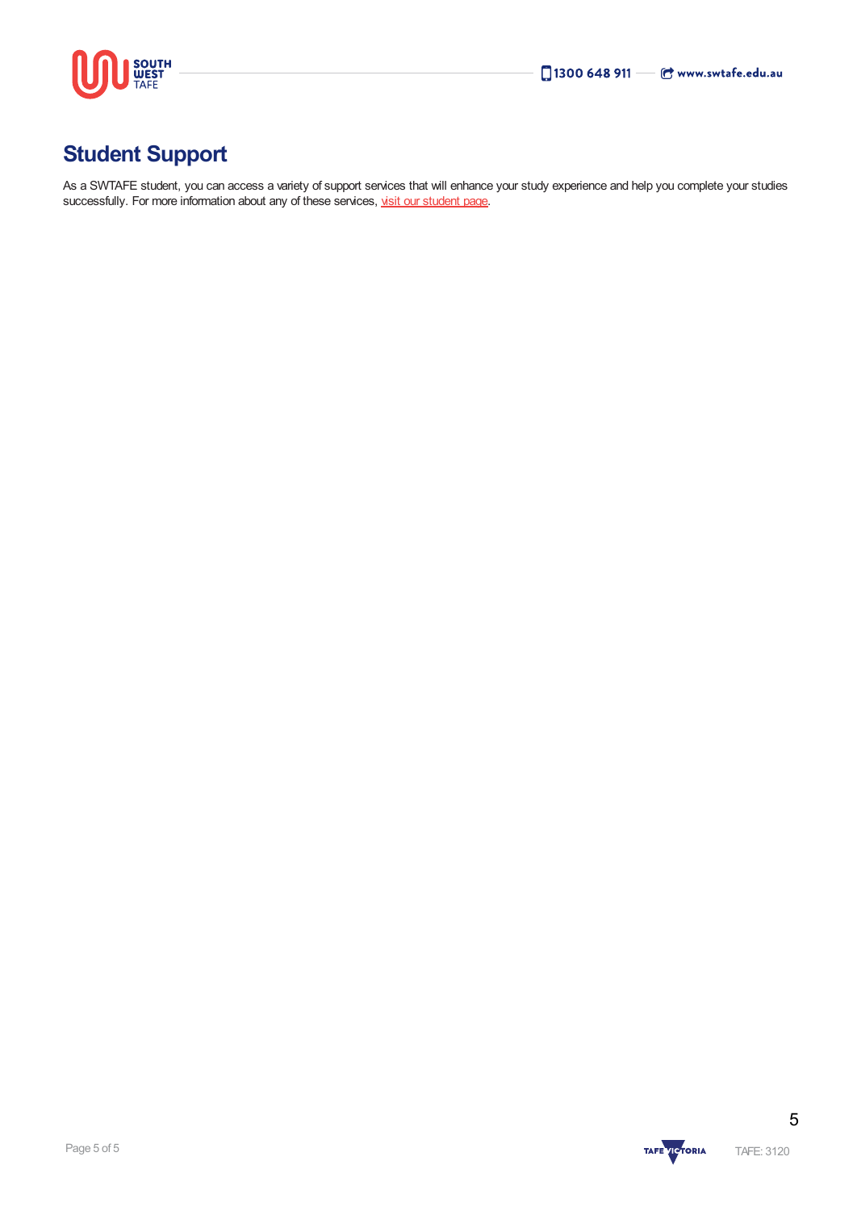# Student Support

As a SWTAFE student, you can access a variety of support services that will enhance your study experience and help you complete your studies successfully. For more information about any of these services, visit our student page.